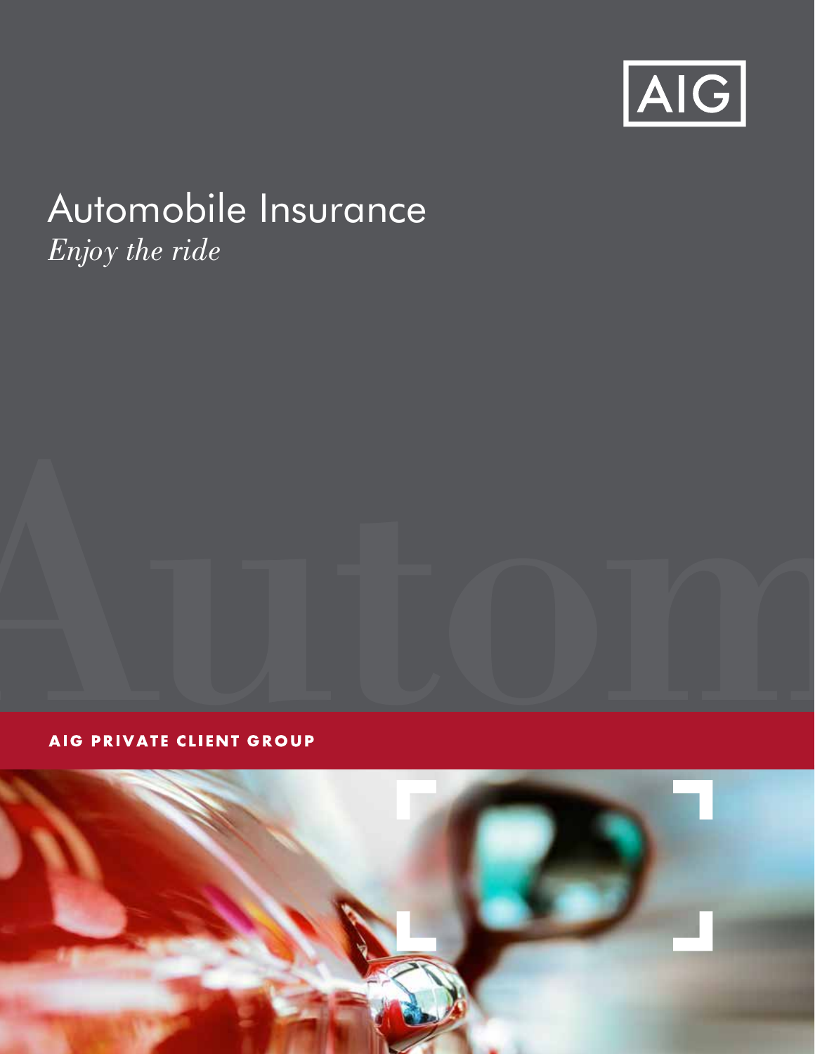AIG

# Automobile Insurance

*Enjoy the ride*

AIG PRIVATE CLIENT GROUP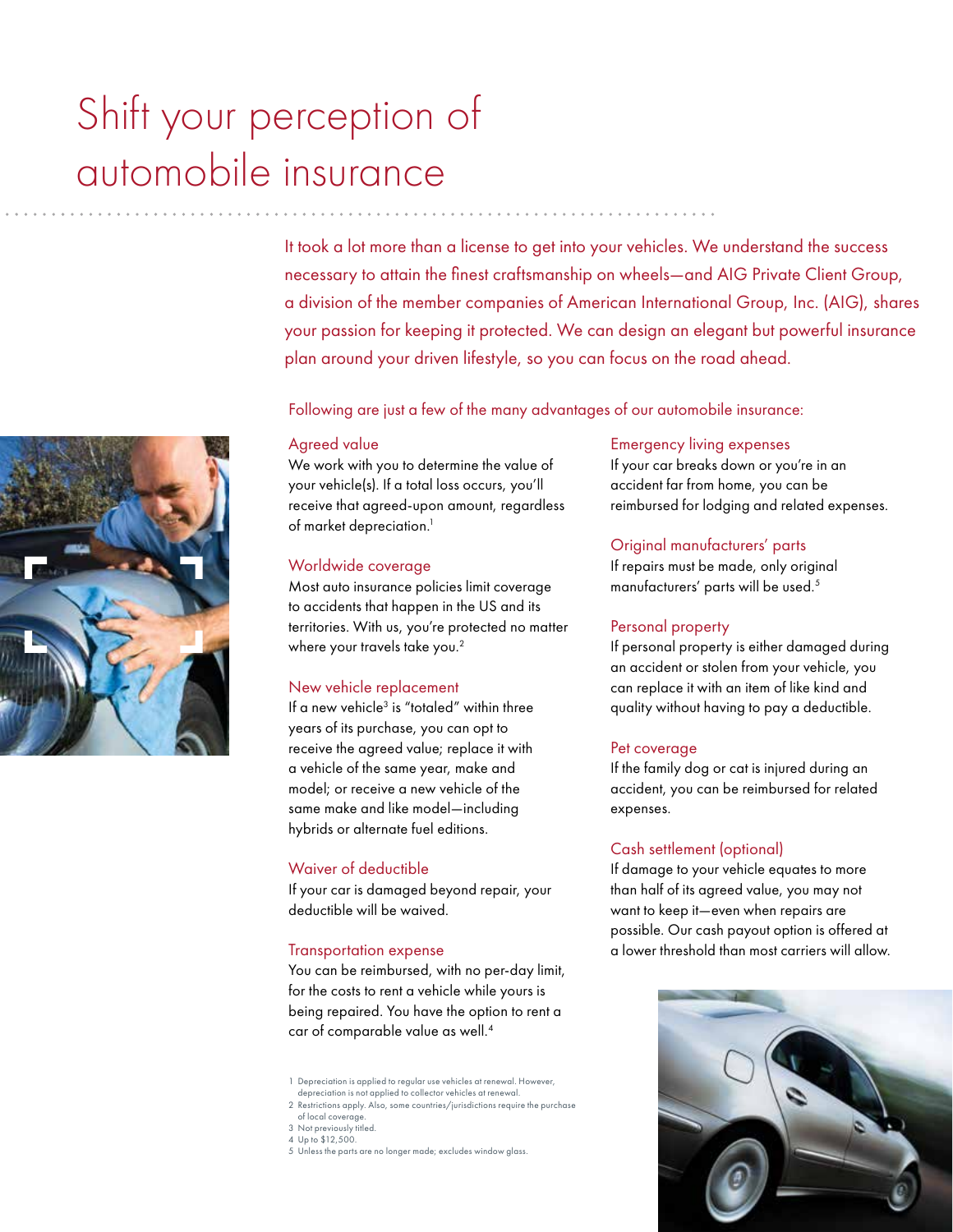# Shift your perception of automobile insurance

It took a lot more than a license to get into your vehicles. We understand the success necessary to attain the finest craftsmanship on wheels—and AIG Private Client Group, a division of the member companies of American International Group, Inc. (AIG), shares your passion for keeping it protected. We can design an elegant but powerful insurance plan around your driven lifestyle, so you can focus on the road ahead.

Following are just a few of the many advantages of our automobile insurance:

### Agreed value

We work with you to determine the value of your vehicle(s). If a total loss occurs, you'll receive that agreed-upon amount, regardless of market depreciation.[1]

### Worldwide coverage

Most auto insurance policies limit coverage to accidents that happen in the US and its territories. With us, you're protected no matter where your travels take you.[2]

### New vehicle replacement

If a new vehicle[3] is "totaled" within three years of its purchase, you can opt to receive the agreed value; replace it with a vehicle of the same year, make and model; or receive a new vehicle of the same make and like model—including hybrids or alternate fuel editions.

### Waiver of deductible

If your car is damaged beyond repair, your deductible will be waived.

### Transportation expense

You can be reimbursed, with no per-day limit, for the costs to rent a vehicle while yours is being repaired. You have the option to rent a car of comparable value as well.[4]

### Emergency living expenses

If your car breaks down or you're in an accident far from home, you can be reimbursed for lodging and related expenses.

### Original manufacturers' parts

If repairs must be made, only original manufacturers' parts will be used.[5]

### Personal property

If personal property is either damaged during an accident or stolen from your vehicle, you can replace it with an item of like kind and quality without having to pay a deductible.

### Pet coverage

If the family dog or cat is injured during an accident, you can be reimbursed for related expenses.

### Cash settlement (optional)

If damage to your vehicle equates to more than half of its agreed value, you may not want to keep it—even when repairs are possible. Our cash payout option is offered at a lower threshold than most carriers will allow.

1 Depreciation is applied to regular use vehicles at renewal. However, depreciation is not applied to collector vehicles at renewal.
2 Restrictions apply. Also, some countries/jurisdictions require the purchase of local coverage.
3 Not previously titled.
4 Up to $12,500.
5 Unless the parts are no longer made; excludes window glass.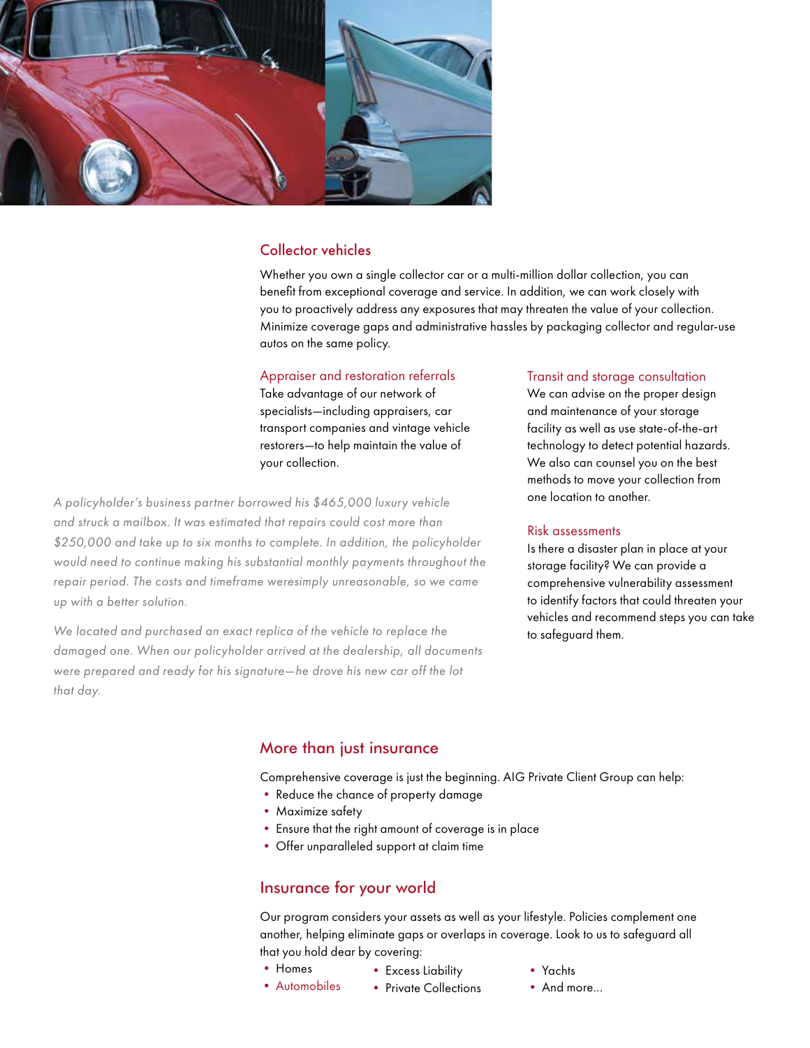## Collector vehicles

Whether you own a single collector car or a multi-million dollar collection, you can benefit from exceptional coverage and service. In addition, we can work closely with you to proactively address any exposures that may threaten the value of your collection. Minimize coverage gaps and administrative hassles by packaging collector and regular-use autos on the same policy.

### Appraiser and restoration referrals

Take advantage of our network of specialists—including appraisers, car transport companies and vintage vehicle restorers—to help maintain the value of your collection.

### Transit and storage consultation

We can advise on the proper design and maintenance of your storage facility as well as use state-of-the-art technology to detect potential hazards. We also can counsel you on the best methods to move your collection from one location to another.

### Risk assessments

Is there a disaster plan in place at your storage facility? We can provide a comprehensive vulnerability assessment to identify factors that could threaten your vehicles and recommend steps you can take to safeguard them.

*A policyholder's business partner borrowed his $465,000 luxury vehicle and struck a mailbox. It was estimated that repairs could cost more than $250,000 and take up to six months to complete. In addition, the policyholder would need to continue making his substantial monthly payments throughout the repair period. The costs and timeframe weresimply unreasonable, so we came up with a better solution.*

*We located and purchased an exact replica of the vehicle to replace the damaged one. When our policyholder arrived at the dealership, all documents were prepared and ready for his signature—he drove his new car off the lot that day.*

## More than just insurance

Comprehensive coverage is just the beginning. AIG Private Client Group can help:

- Reduce the chance of property damage
- Maximize safety
- Ensure that the right amount of coverage is in place
- Offer unparalleled support at claim time

## Insurance for your world

Our program considers your assets as well as your lifestyle. Policies complement one another, helping eliminate gaps or overlaps in coverage. Look to us to safeguard all that you hold dear by covering:

- Homes
- Automobiles
- Excess Liability
- Private Collections
- Yachts
- And more...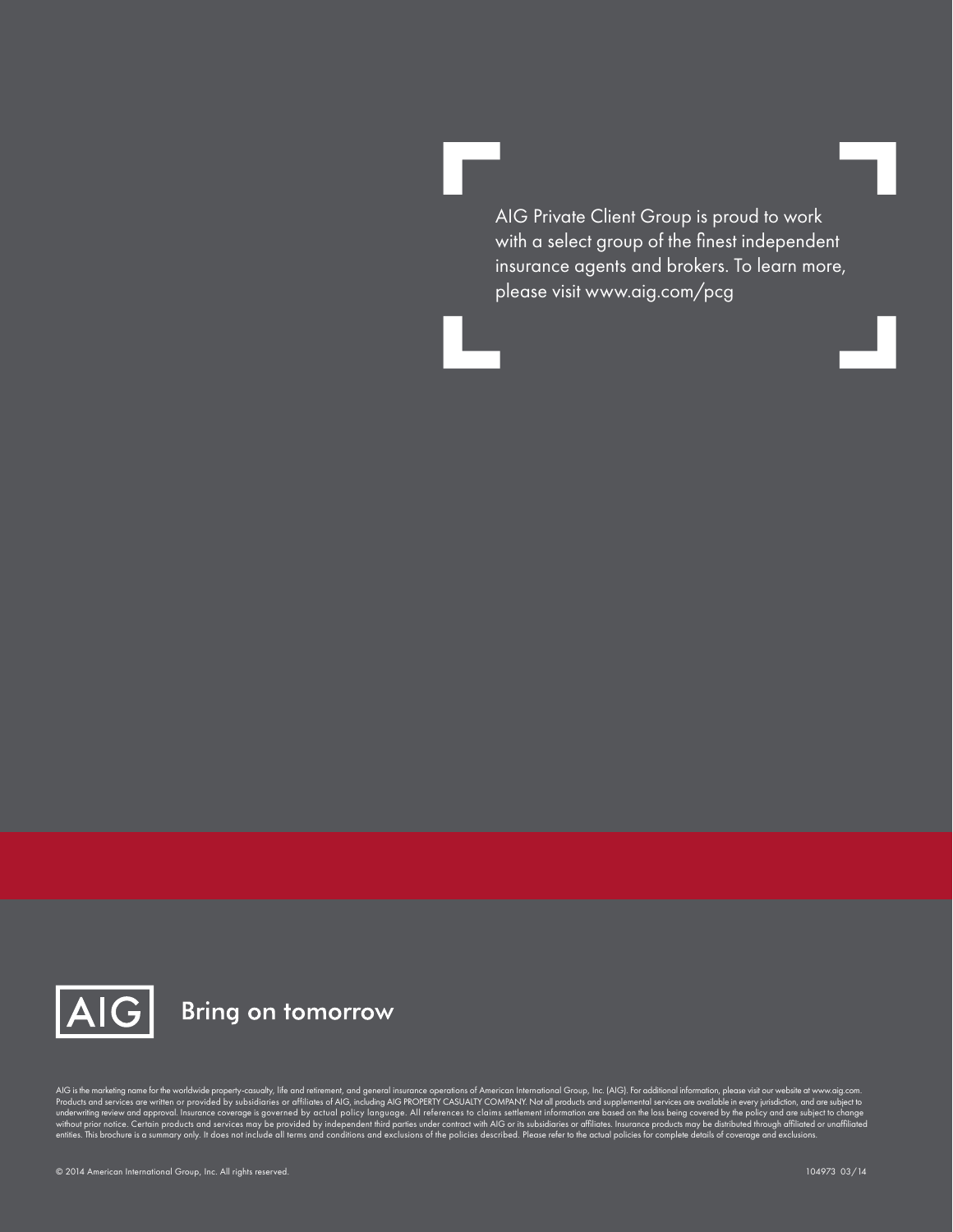AIG Private Client Group is proud to work with a select group of the finest independent insurance agents and brokers. To learn more, please visit www.aig.com/pcg

AIG

Bring on tomorrow

AIG is the marketing name for the worldwide property-casualty, life and retirement, and general insurance operations of American International Group, Inc. (AIG). For additional information, please visit our website at www.aig.com. Products and services are written or provided by subsidiaries or affiliates of AIG, including AIG PROPERTY CASUALTY COMPANY. Not all products and supplemental services are available in every jurisdiction, and are subject to underwriting review and approval. Insurance coverage is governed by actual policy language. All references to claims settlement information are based on the loss being covered by the policy and are subject to change without prior notice. Certain products and services may be provided by independent third parties under contract with AIG or its subsidiaries or affiliates. Insurance products may be distributed through affiliated or unaffiliated entities. This brochure is a summary only. It does not include all terms and conditions and exclusions of the policies described. Please refer to the actual policies for complete details of coverage and exclusions.

© 2014 American International Group, Inc. All rights reserved.

104973 03/14